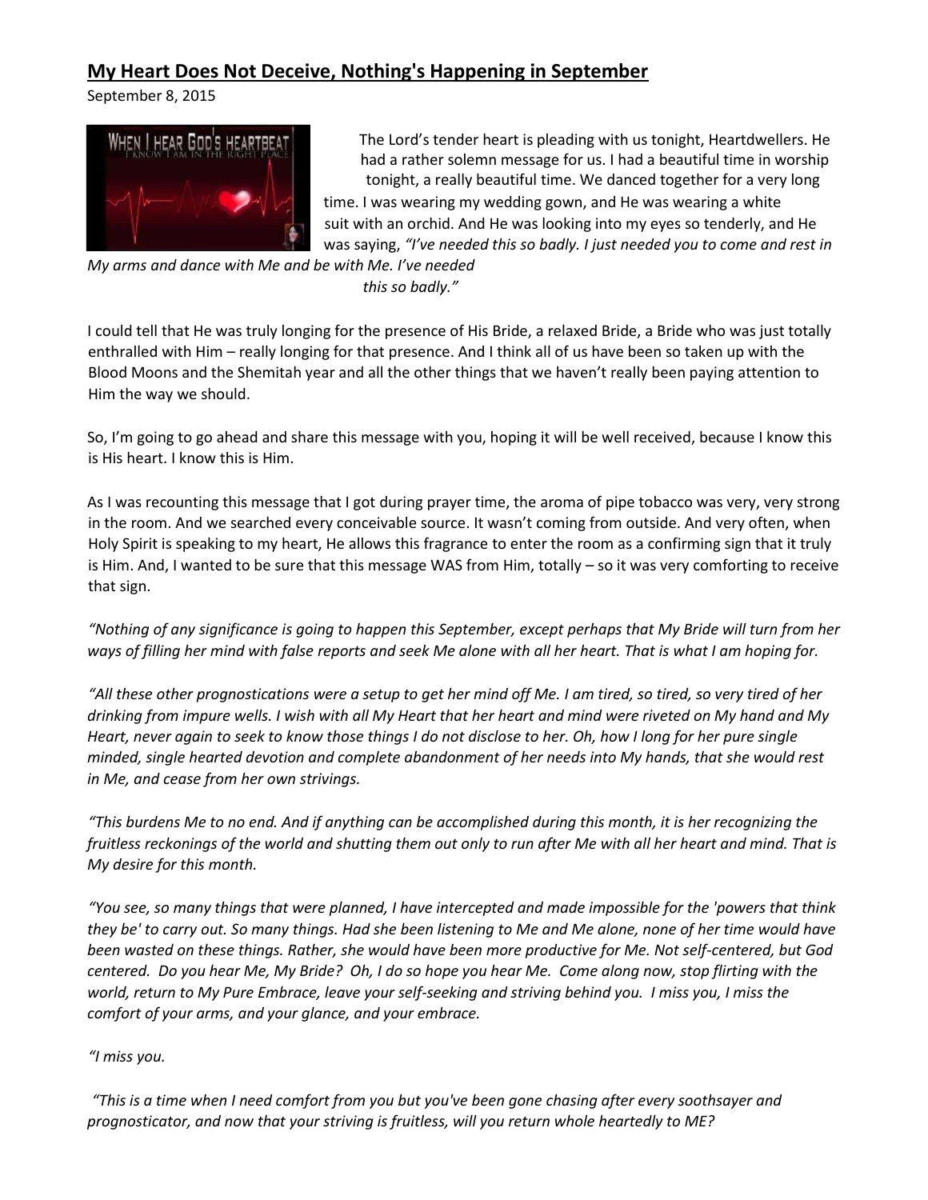## My Heart Does Not Deceive, Nothing's Happening in September

September 8, 2015

The Lord's tender heart is pleading with us tonight, Heartdwellers. He had a rather solemn message for us. I had a beautiful time in worship tonight, a really beautiful time. We danced together for a very long time. I was wearing my wedding gown, and He was wearing a white suit with an orchid. And He was looking into my eyes so tenderly, and He was saying, *"I've needed this so badly. I just needed you to come and rest in My arms and dance with Me and be with Me. I've needed this so badly."*

I could tell that He was truly longing for the presence of His Bride, a relaxed Bride, a Bride who was just totally enthralled with Him – really longing for that presence. And I think all of us have been so taken up with the Blood Moons and the Shemitah year and all the other things that we haven't really been paying attention to Him the way we should.

So, I'm going to go ahead and share this message with you, hoping it will be well received, because I know this is His heart. I know this is Him.

As I was recounting this message that I got during prayer time, the aroma of pipe tobacco was very, very strong in the room. And we searched every conceivable source. It wasn't coming from outside. And very often, when Holy Spirit is speaking to my heart, He allows this fragrance to enter the room as a confirming sign that it truly is Him. And, I wanted to be sure that this message WAS from Him, totally – so it was very comforting to receive that sign.

*"Nothing of any significance is going to happen this September, except perhaps that My Bride will turn from her ways of filling her mind with false reports and seek Me alone with all her heart. That is what I am hoping for.*

*"All these other prognostications were a setup to get her mind off Me. I am tired, so tired, so very tired of her drinking from impure wells. I wish with all My Heart that her heart and mind were riveted on My hand and My Heart, never again to seek to know those things I do not disclose to her. Oh, how I long for her pure single minded, single hearted devotion and complete abandonment of her needs into My hands, that she would rest in Me, and cease from her own strivings.*

*"This burdens Me to no end. And if anything can be accomplished during this month, it is her recognizing the fruitless reckonings of the world and shutting them out only to run after Me with all her heart and mind. That is My desire for this month.*

*"You see, so many things that were planned, I have intercepted and made impossible for the 'powers that think they be' to carry out. So many things. Had she been listening to Me and Me alone, none of her time would have been wasted on these things. Rather, she would have been more productive for Me. Not self-centered, but God centered. Do you hear Me, My Bride? Oh, I do so hope you hear Me. Come along now, stop flirting with the world, return to My Pure Embrace, leave your self-seeking and striving behind you. I miss you, I miss the comfort of your arms, and your glance, and your embrace.*

*"I miss you.*

*"This is a time when I need comfort from you but you've been gone chasing after every soothsayer and prognosticator, and now that your striving is fruitless, will you return whole heartedly to ME?*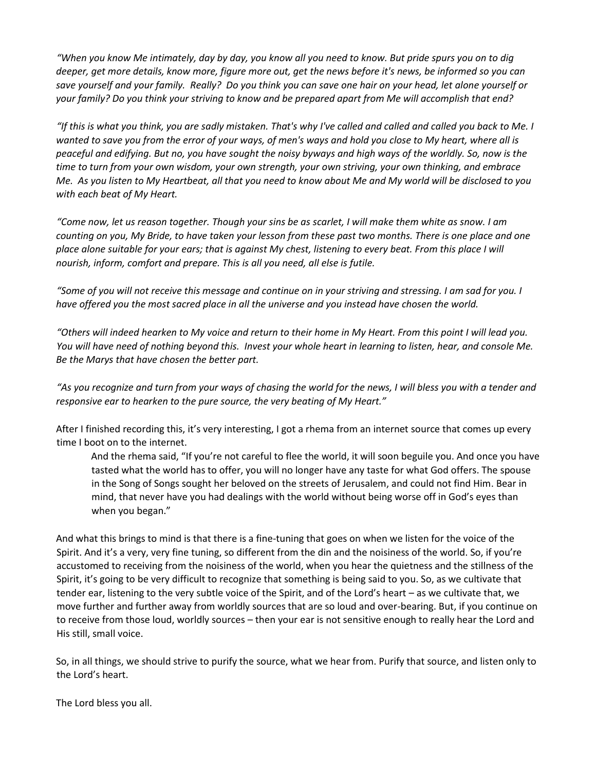*"When you know Me intimately, day by day, you know all you need to know. But pride spurs you on to dig deeper, get more details, know more, figure more out, get the news before it's news, be informed so you can save yourself and your family. Really? Do you think you can save one hair on your head, let alone yourself or your family? Do you think your striving to know and be prepared apart from Me will accomplish that end?*

*"If this is what you think, you are sadly mistaken. That's why I've called and called and called you back to Me. I wanted to save you from the error of your ways, of men's ways and hold you close to My heart, where all is peaceful and edifying. But no, you have sought the noisy byways and high ways of the worldly. So, now is the time to turn from your own wisdom, your own strength, your own striving, your own thinking, and embrace Me. As you listen to My Heartbeat, all that you need to know about Me and My world will be disclosed to you with each beat of My Heart.*

*"Come now, let us reason together. Though your sins be as scarlet, I will make them white as snow. I am counting on you, My Bride, to have taken your lesson from these past two months. There is one place and one place alone suitable for your ears; that is against My chest, listening to every beat. From this place I will nourish, inform, comfort and prepare. This is all you need, all else is futile.*

*"Some of you will not receive this message and continue on in your striving and stressing. I am sad for you. I have offered you the most sacred place in all the universe and you instead have chosen the world.*

*"Others will indeed hearken to My voice and return to their home in My Heart. From this point I will lead you. You will have need of nothing beyond this. Invest your whole heart in learning to listen, hear, and console Me. Be the Marys that have chosen the better part.*

*"As you recognize and turn from your ways of chasing the world for the news, I will bless you with a tender and responsive ear to hearken to the pure source, the very beating of My Heart."*

After I finished recording this, it's very interesting, I got a rhema from an internet source that comes up every time I boot on to the internet.

> And the rhema said, "If you're not careful to flee the world, it will soon beguile you. And once you have tasted what the world has to offer, you will no longer have any taste for what God offers. The spouse in the Song of Songs sought her beloved on the streets of Jerusalem, and could not find Him. Bear in mind, that never have you had dealings with the world without being worse off in God's eyes than when you began."

And what this brings to mind is that there is a fine-tuning that goes on when we listen for the voice of the Spirit. And it's a very, very fine tuning, so different from the din and the noisiness of the world. So, if you're accustomed to receiving from the noisiness of the world, when you hear the quietness and the stillness of the Spirit, it's going to be very difficult to recognize that something is being said to you. So, as we cultivate that tender ear, listening to the very subtle voice of the Spirit, and of the Lord's heart – as we cultivate that, we move further and further away from worldly sources that are so loud and over-bearing. But, if you continue on to receive from those loud, worldly sources – then your ear is not sensitive enough to really hear the Lord and His still, small voice.

So, in all things, we should strive to purify the source, what we hear from. Purify that source, and listen only to the Lord's heart.

The Lord bless you all.